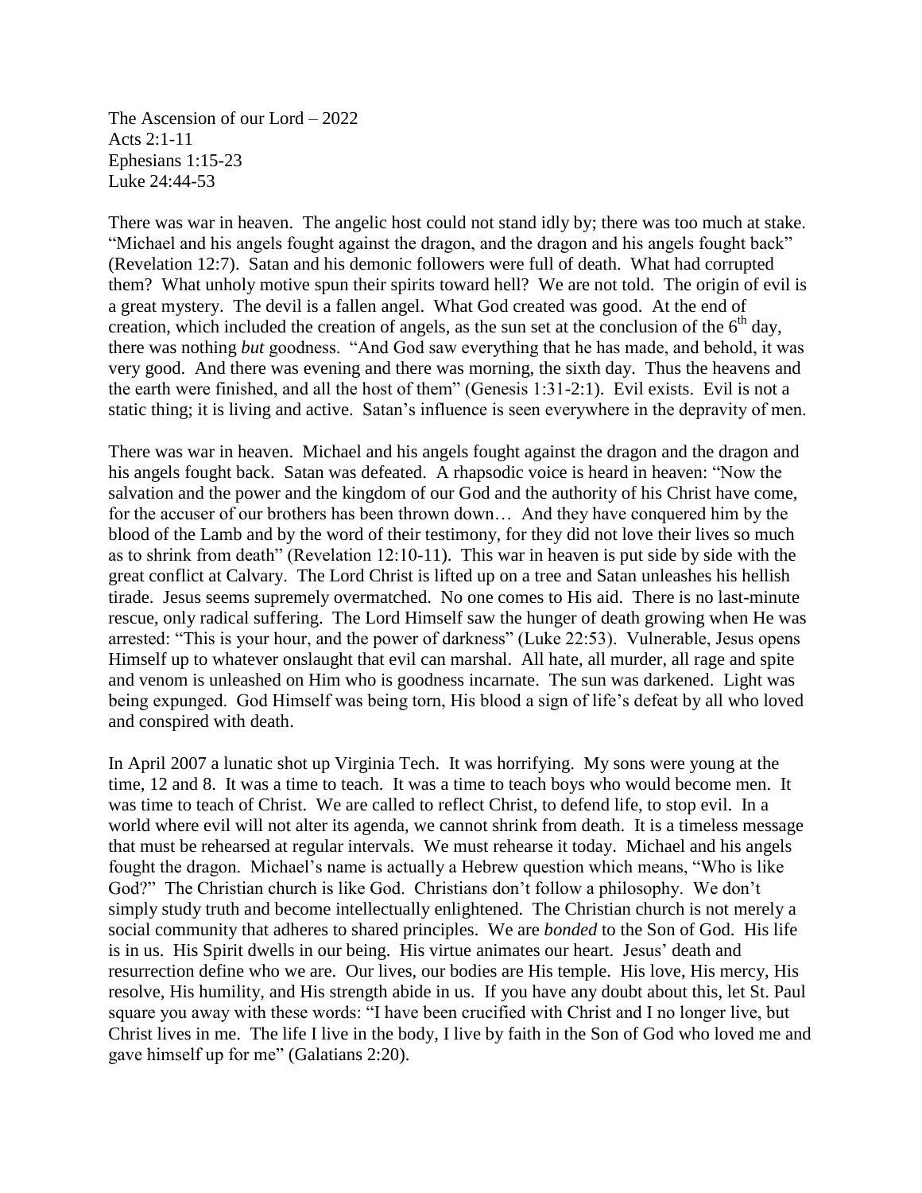The Ascension of our Lord – 2022
Acts 2:1-11
Ephesians 1:15-23
Luke 24:44-53

There was war in heaven. The angelic host could not stand idly by; there was too much at stake. "Michael and his angels fought against the dragon, and the dragon and his angels fought back" (Revelation 12:7). Satan and his demonic followers were full of death. What had corrupted them? What unholy motive spun their spirits toward hell? We are not told. The origin of evil is a great mystery. The devil is a fallen angel. What God created was good. At the end of creation, which included the creation of angels, as the sun set at the conclusion of the 6th day, there was nothing *but* goodness. "And God saw everything that he has made, and behold, it was very good. And there was evening and there was morning, the sixth day. Thus the heavens and the earth were finished, and all the host of them" (Genesis 1:31-2:1). Evil exists. Evil is not a static thing; it is living and active. Satan's influence is seen everywhere in the depravity of men.

There was war in heaven. Michael and his angels fought against the dragon and the dragon and his angels fought back. Satan was defeated. A rhapsodic voice is heard in heaven: "Now the salvation and the power and the kingdom of our God and the authority of his Christ have come, for the accuser of our brothers has been thrown down… And they have conquered him by the blood of the Lamb and by the word of their testimony, for they did not love their lives so much as to shrink from death" (Revelation 12:10-11). This war in heaven is put side by side with the great conflict at Calvary. The Lord Christ is lifted up on a tree and Satan unleashes his hellish tirade. Jesus seems supremely overmatched. No one comes to His aid. There is no last-minute rescue, only radical suffering. The Lord Himself saw the hunger of death growing when He was arrested: "This is your hour, and the power of darkness" (Luke 22:53). Vulnerable, Jesus opens Himself up to whatever onslaught that evil can marshal. All hate, all murder, all rage and spite and venom is unleashed on Him who is goodness incarnate. The sun was darkened. Light was being expunged. God Himself was being torn, His blood a sign of life's defeat by all who loved and conspired with death.

In April 2007 a lunatic shot up Virginia Tech. It was horrifying. My sons were young at the time, 12 and 8. It was a time to teach. It was a time to teach boys who would become men. It was time to teach of Christ. We are called to reflect Christ, to defend life, to stop evil. In a world where evil will not alter its agenda, we cannot shrink from death. It is a timeless message that must be rehearsed at regular intervals. We must rehearse it today. Michael and his angels fought the dragon. Michael's name is actually a Hebrew question which means, "Who is like God?" The Christian church is like God. Christians don't follow a philosophy. We don't simply study truth and become intellectually enlightened. The Christian church is not merely a social community that adheres to shared principles. We are *bonded* to the Son of God. His life is in us. His Spirit dwells in our being. His virtue animates our heart. Jesus' death and resurrection define who we are. Our lives, our bodies are His temple. His love, His mercy, His resolve, His humility, and His strength abide in us. If you have any doubt about this, let St. Paul square you away with these words: "I have been crucified with Christ and I no longer live, but Christ lives in me. The life I live in the body, I live by faith in the Son of God who loved me and gave himself up for me" (Galatians 2:20).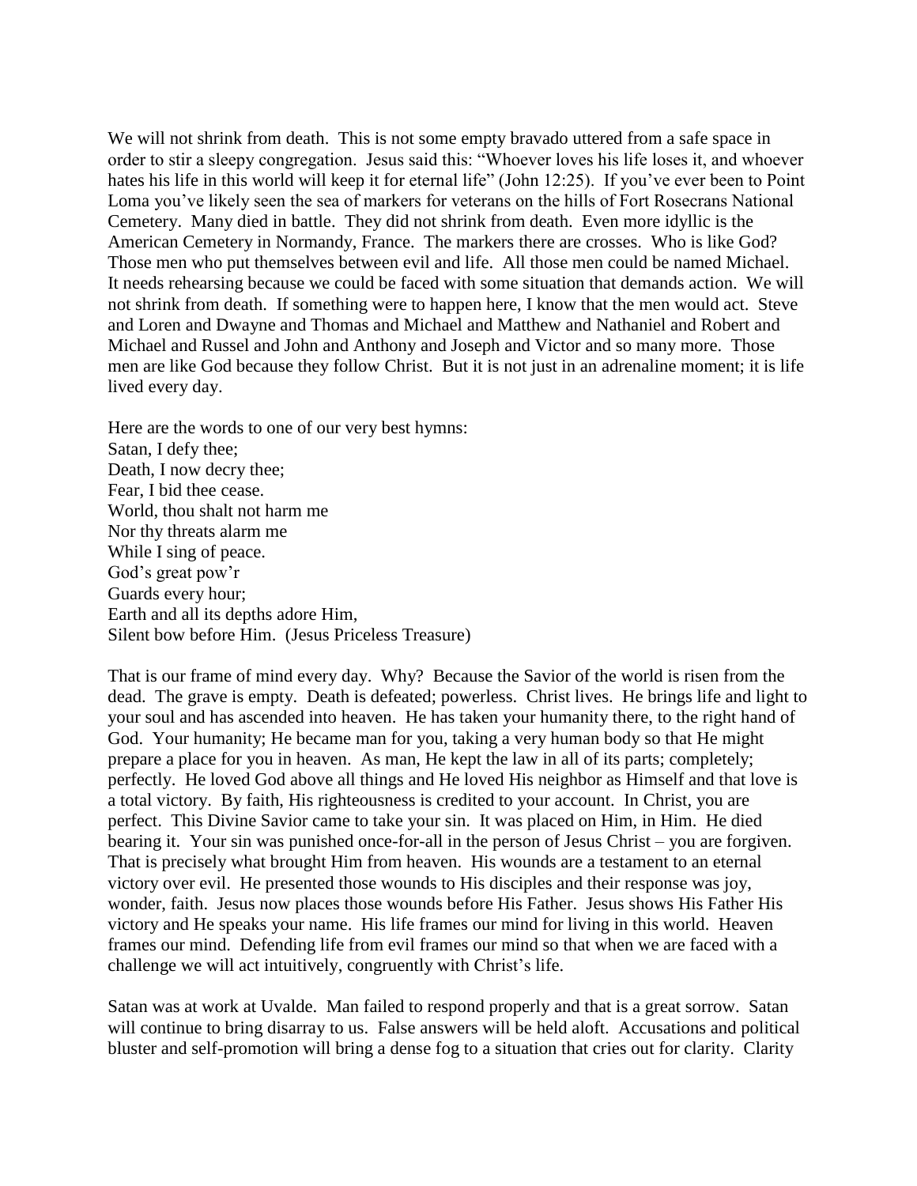We will not shrink from death. This is not some empty bravado uttered from a safe space in order to stir a sleepy congregation. Jesus said this: "Whoever loves his life loses it, and whoever hates his life in this world will keep it for eternal life" (John 12:25). If you've ever been to Point Loma you've likely seen the sea of markers for veterans on the hills of Fort Rosecrans National Cemetery. Many died in battle. They did not shrink from death. Even more idyllic is the American Cemetery in Normandy, France. The markers there are crosses. Who is like God? Those men who put themselves between evil and life. All those men could be named Michael. It needs rehearsing because we could be faced with some situation that demands action. We will not shrink from death. If something were to happen here, I know that the men would act. Steve and Loren and Dwayne and Thomas and Michael and Matthew and Nathaniel and Robert and Michael and Russel and John and Anthony and Joseph and Victor and so many more. Those men are like God because they follow Christ. But it is not just in an adrenaline moment; it is life lived every day.

Here are the words to one of our very best hymns:
Satan, I defy thee;
Death, I now decry thee;
Fear, I bid thee cease.
World, thou shalt not harm me
Nor thy threats alarm me
While I sing of peace.
God's great pow'r
Guards every hour;
Earth and all its depths adore Him,
Silent bow before Him. (Jesus Priceless Treasure)

That is our frame of mind every day. Why? Because the Savior of the world is risen from the dead. The grave is empty. Death is defeated; powerless. Christ lives. He brings life and light to your soul and has ascended into heaven. He has taken your humanity there, to the right hand of God. Your humanity; He became man for you, taking a very human body so that He might prepare a place for you in heaven. As man, He kept the law in all of its parts; completely; perfectly. He loved God above all things and He loved His neighbor as Himself and that love is a total victory. By faith, His righteousness is credited to your account. In Christ, you are perfect. This Divine Savior came to take your sin. It was placed on Him, in Him. He died bearing it. Your sin was punished once-for-all in the person of Jesus Christ – you are forgiven. That is precisely what brought Him from heaven. His wounds are a testament to an eternal victory over evil. He presented those wounds to His disciples and their response was joy, wonder, faith. Jesus now places those wounds before His Father. Jesus shows His Father His victory and He speaks your name. His life frames our mind for living in this world. Heaven frames our mind. Defending life from evil frames our mind so that when we are faced with a challenge we will act intuitively, congruently with Christ's life.

Satan was at work at Uvalde. Man failed to respond properly and that is a great sorrow. Satan will continue to bring disarray to us. False answers will be held aloft. Accusations and political bluster and self-promotion will bring a dense fog to a situation that cries out for clarity. Clarity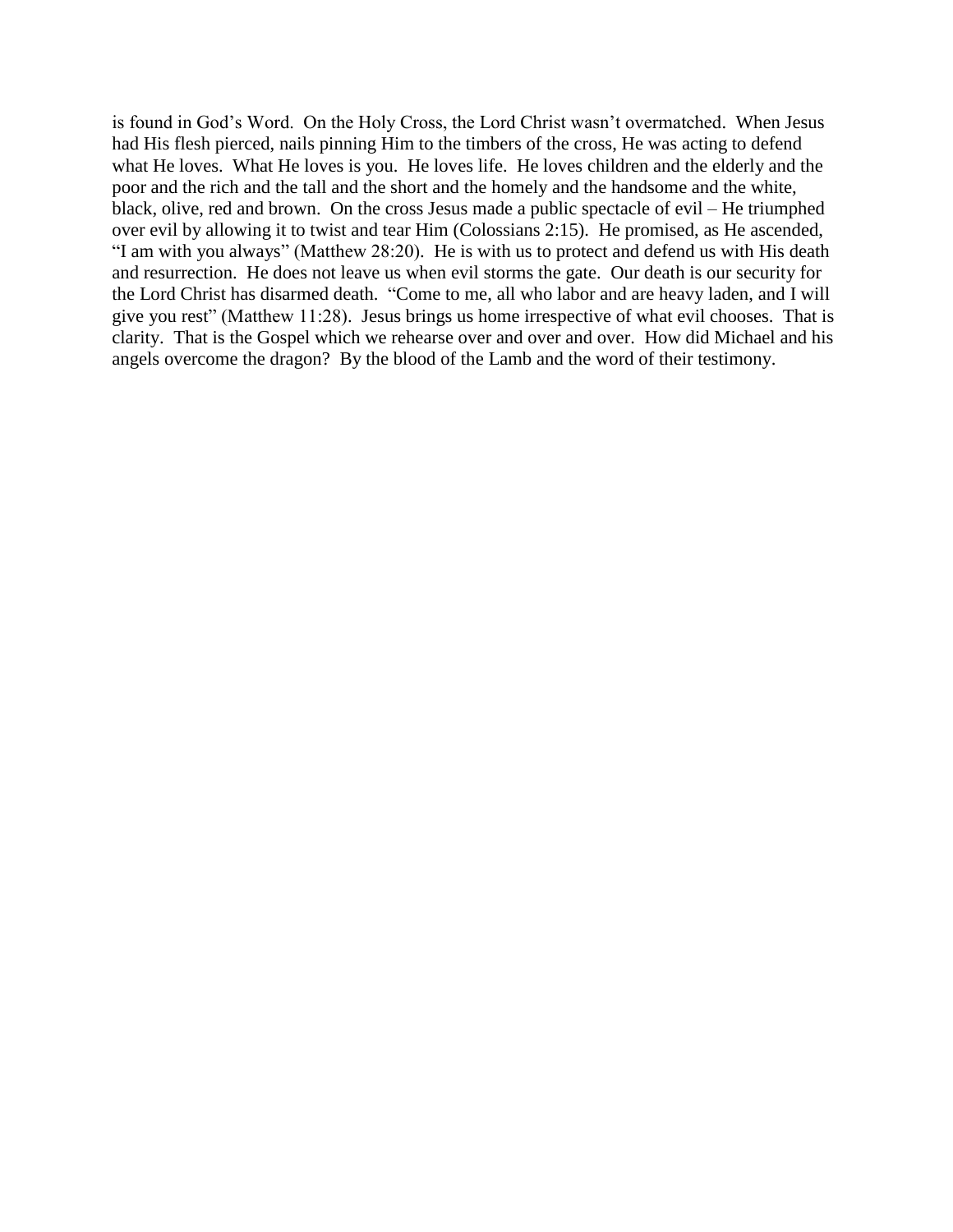is found in God's Word. On the Holy Cross, the Lord Christ wasn't overmatched. When Jesus had His flesh pierced, nails pinning Him to the timbers of the cross, He was acting to defend what He loves. What He loves is you. He loves life. He loves children and the elderly and the poor and the rich and the tall and the short and the homely and the handsome and the white, black, olive, red and brown. On the cross Jesus made a public spectacle of evil – He triumphed over evil by allowing it to twist and tear Him (Colossians 2:15). He promised, as He ascended, "I am with you always" (Matthew 28:20). He is with us to protect and defend us with His death and resurrection. He does not leave us when evil storms the gate. Our death is our security for the Lord Christ has disarmed death. "Come to me, all who labor and are heavy laden, and I will give you rest" (Matthew 11:28). Jesus brings us home irrespective of what evil chooses. That is clarity. That is the Gospel which we rehearse over and over and over. How did Michael and his angels overcome the dragon? By the blood of the Lamb and the word of their testimony.